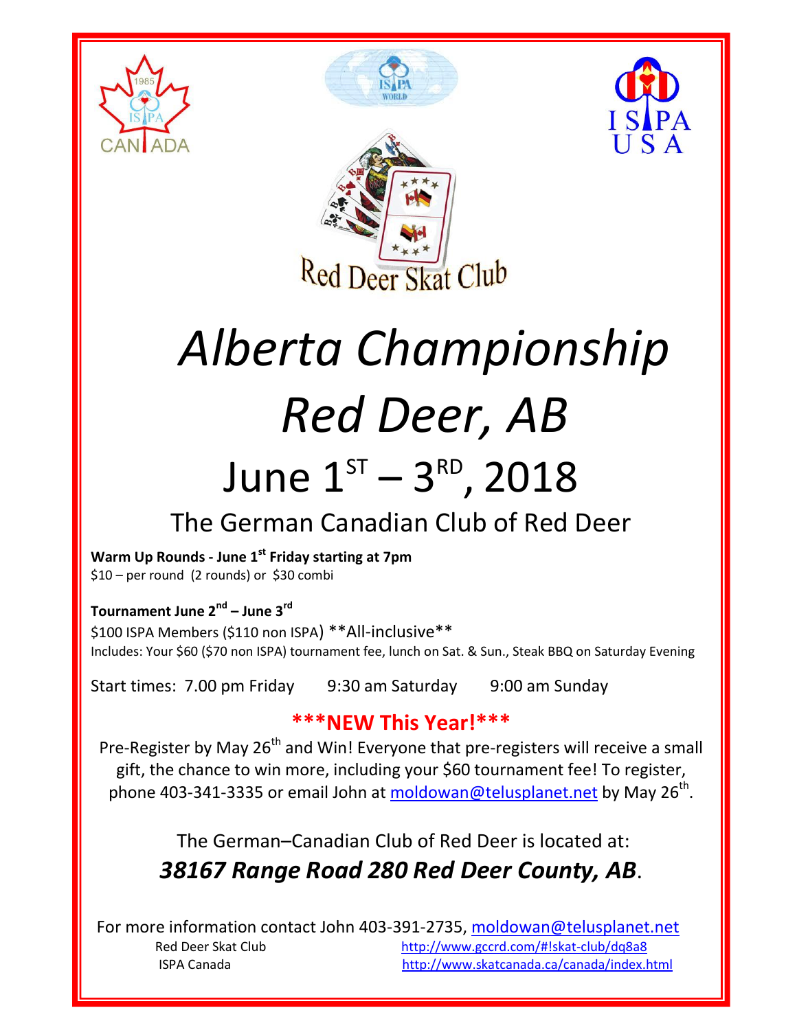Red Deer Skat Club

# *Alberta Championship*

# *Red Deer, AB*

## June 1ST – 3RD, 2018

### The German Canadian Club of Red Deer

**Warm Up Rounds - June 1st Friday starting at 7pm**
$10 – per round (2 rounds) or $30 combi

**Tournament June 2nd – June 3rd**
$100 ISPA Members ($110 non ISPA) **All-inclusive**
Includes: Your $60 ($70 non ISPA) tournament fee, lunch on Sat. & Sun., Steak BBQ on Saturday Evening

Start times: 7.00 pm Friday 9:30 am Saturday 9:00 am Sunday

**\*\*\*NEW This Year!\*\*\***

Pre-Register by May 26th and Win! Everyone that pre-registers will receive a small gift, the chance to win more, including your $60 tournament fee! To register, phone 403-341-3335 or email John at moldowan@telusplanet.net by May 26th.

The German–Canadian Club of Red Deer is located at:

***38167 Range Road 280 Red Deer County, AB***.

For more information contact John 403-391-2735, moldowan@telusplanet.net

Red Deer Skat Club http://www.gccrd.com/#!skat-club/dq8a8

ISPA Canada http://www.skatcanada.ca/canada/index.html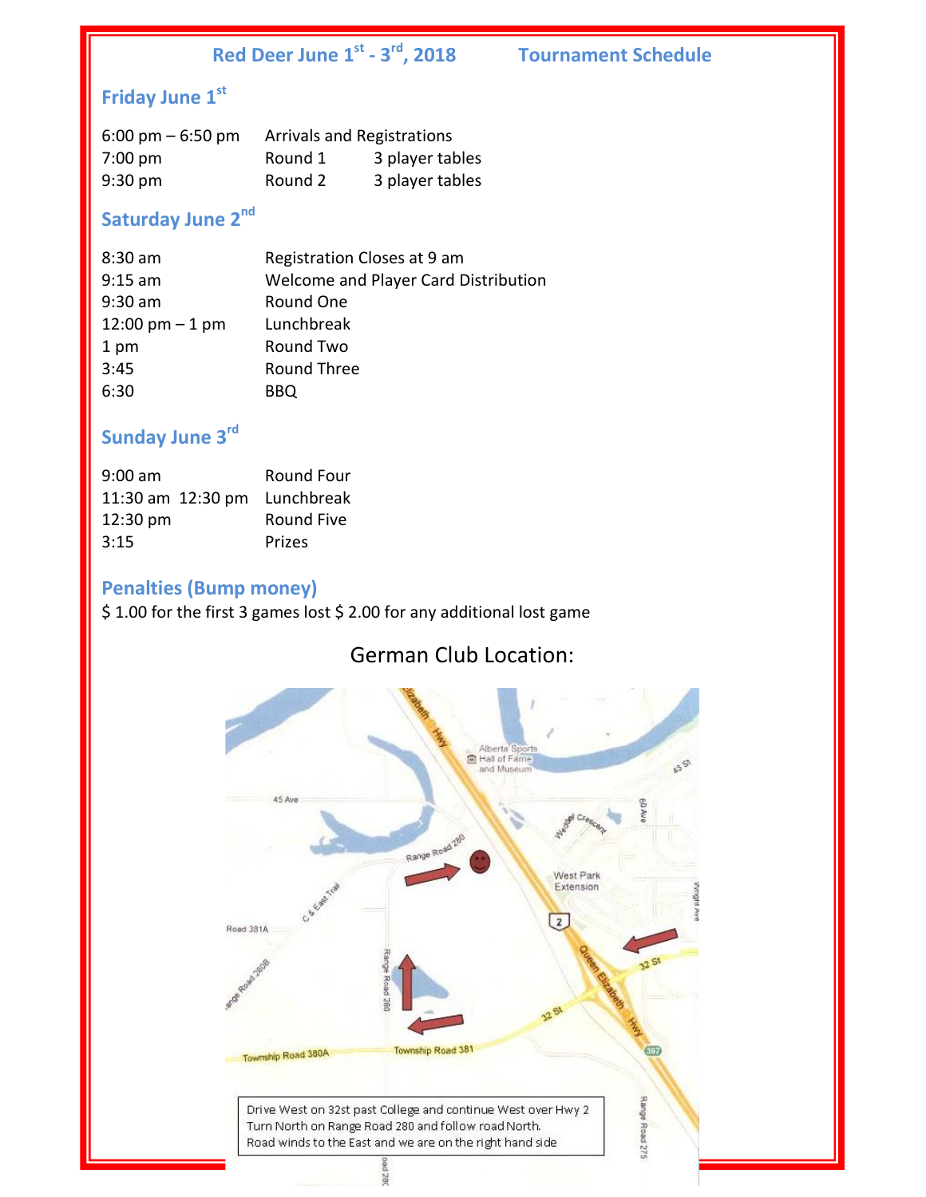# Red Deer June 1st - 3rd, 2018 Tournament Schedule

## Friday June 1st

| | | |
|---|---|---|
| 6:00 pm – 6:50 pm | Arrivals and Registrations | |
| 7:00 pm | Round 1 | 3 player tables |
| 9:30 pm | Round 2 | 3 player tables |

## Saturday June 2nd

| | |
|---|---|
| 8:30 am | Registration Closes at 9 am |
| 9:15 am | Welcome and Player Card Distribution |
| 9:30 am | Round One |
| 12:00 pm – 1 pm | Lunchbreak |
| 1 pm | Round Two |
| 3:45 | Round Three |
| 6:30 | BBQ |

## Sunday June 3rd

| | |
|---|---|
| 9:00 am | Round Four |
| 11:30 am 12:30 pm | Lunchbreak |
| 12:30 pm | Round Five |
| 3:15 | Prizes |

## Penalties (Bump money)

$ 1.00 for the first 3 games lost $ 2.00 for any additional lost game

German Club Location:

Drive West on 32st past College and continue West over Hwy 2
Turn North on Range Road 280 and follow road North.
Road winds to the East and we are on the right hand side